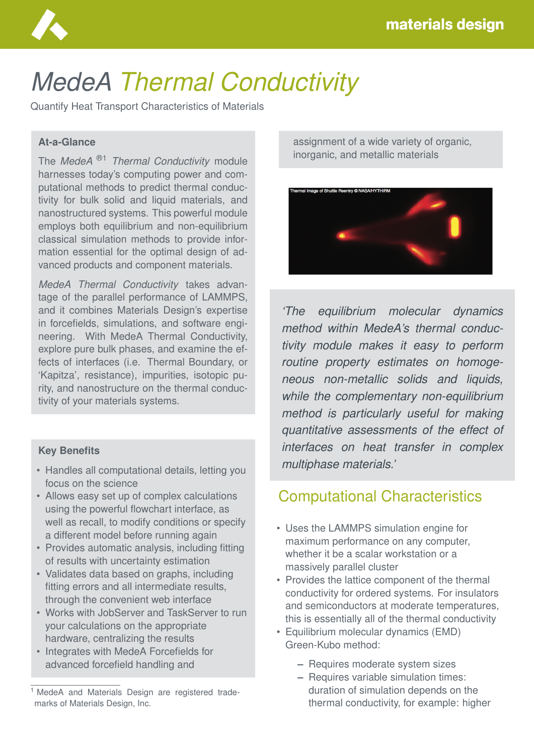# *MedeA Thermal Conductivity*

Quantify Heat Transport Characteristics of Materials

**At-a-Glance**

The *MedeA* ®[1] *Thermal Conductivity* module harnesses today's computing power and computational methods to predict thermal conductivity for bulk solid and liquid materials, and nanostructured systems. This powerful module employs both equilibrium and non-equilibrium classical simulation methods to provide information essential for the optimal design of advanced products and component materials.

*MedeA Thermal Conductivity* takes advantage of the parallel performance of LAMMPS, and it combines Materials Design's expertise in forcefields, simulations, and software engineering. With MedeA Thermal Conductivity, explore pure bulk phases, and examine the effects of interfaces (i.e. Thermal Boundary, or 'Kapitza', resistance), impurities, isotopic purity, and nanostructure on the thermal conductivity of your materials systems.

**Key Benefits**

- Handles all computational details, letting you focus on the science
- Allows easy set up of complex calculations using the powerful flowchart interface, as well as recall, to modify conditions or specify a different model before running again
- Provides automatic analysis, including fitting of results with uncertainty estimation
- Validates data based on graphs, including fitting errors and all intermediate results, through the convenient web interface
- Works with JobServer and TaskServer to run your calculations on the appropriate hardware, centralizing the results
- Integrates with MedeA Forcefields for advanced forcefield handling and assignment of a wide variety of organic, inorganic, and metallic materials

[1] MedeA and Materials Design are registered trademarks of Materials Design, Inc.

Thermal Image of Shuttle Reentry © NASA/HYTHIRM

*'The equilibrium molecular dynamics method within MedeA's thermal conductivity module makes it easy to perform routine property estimates on homogeneous non-metallic solids and liquids, while the complementary non-equilibrium method is particularly useful for making quantitative assessments of the effect of interfaces on heat transfer in complex multiphase materials.'*

## Computational Characteristics

- Uses the LAMMPS simulation engine for maximum performance on any computer, whether it be a scalar workstation or a massively parallel cluster
- Provides the lattice component of the thermal conductivity for ordered systems. For insulators and semiconductors at moderate temperatures, this is essentially all of the thermal conductivity
- Equilibrium molecular dynamics (EMD) Green-Kubo method:
  - Requires moderate system sizes
  - Requires variable simulation times: duration of simulation depends on the thermal conductivity, for example: higher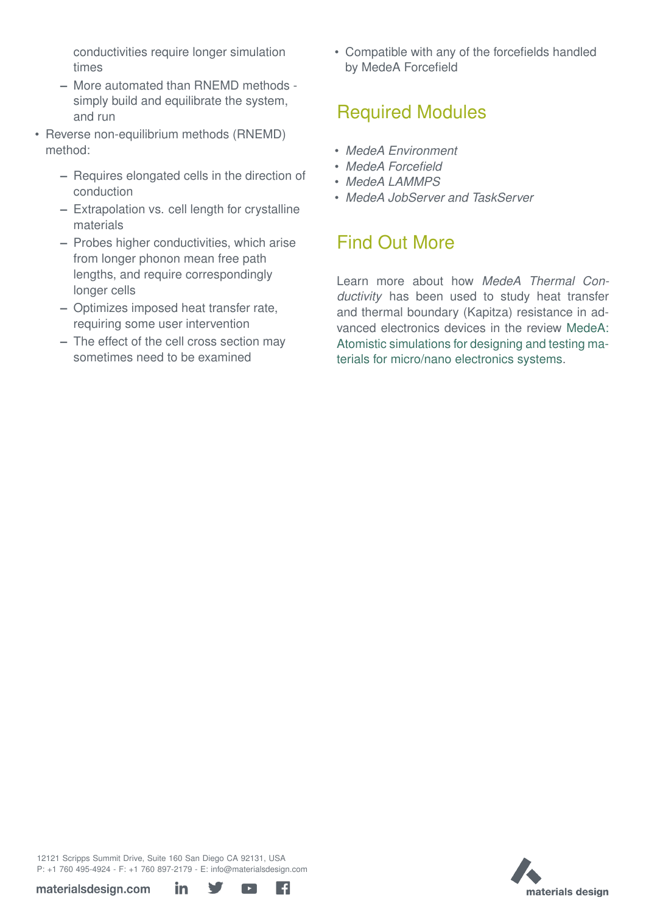conductivities require longer simulation times
  - More automated than RNEMD methods - simply build and equilibrate the system, and run
- Reverse non-equilibrium methods (RNEMD) method:
  - Requires elongated cells in the direction of conduction
  - Extrapolation vs. cell length for crystalline materials
  - Probes higher conductivities, which arise from longer phonon mean free path lengths, and require correspondingly longer cells
  - Optimizes imposed heat transfer rate, requiring some user intervention
  - The effect of the cell cross section may sometimes need to be examined
- Compatible with any of the forcefields handled by MedeA Forcefield

## Required Modules

- *MedeA Environment*
- *MedeA Forcefield*
- *MedeA LAMMPS*
- *MedeA JobServer and TaskServer*

## Find Out More

Learn more about how *MedeA Thermal Conductivity* has been used to study heat transfer and thermal boundary (Kapitza) resistance in advanced electronics devices in the review MedeA: Atomistic simulations for designing and testing materials for micro/nano electronics systems.

12121 Scripps Summit Drive, Suite 160 San Diego CA 92131, USA
P: +1 760 495-4924 - F: +1 760 897-2179 - E: info@materialsdesign.com

materialsdesign.com